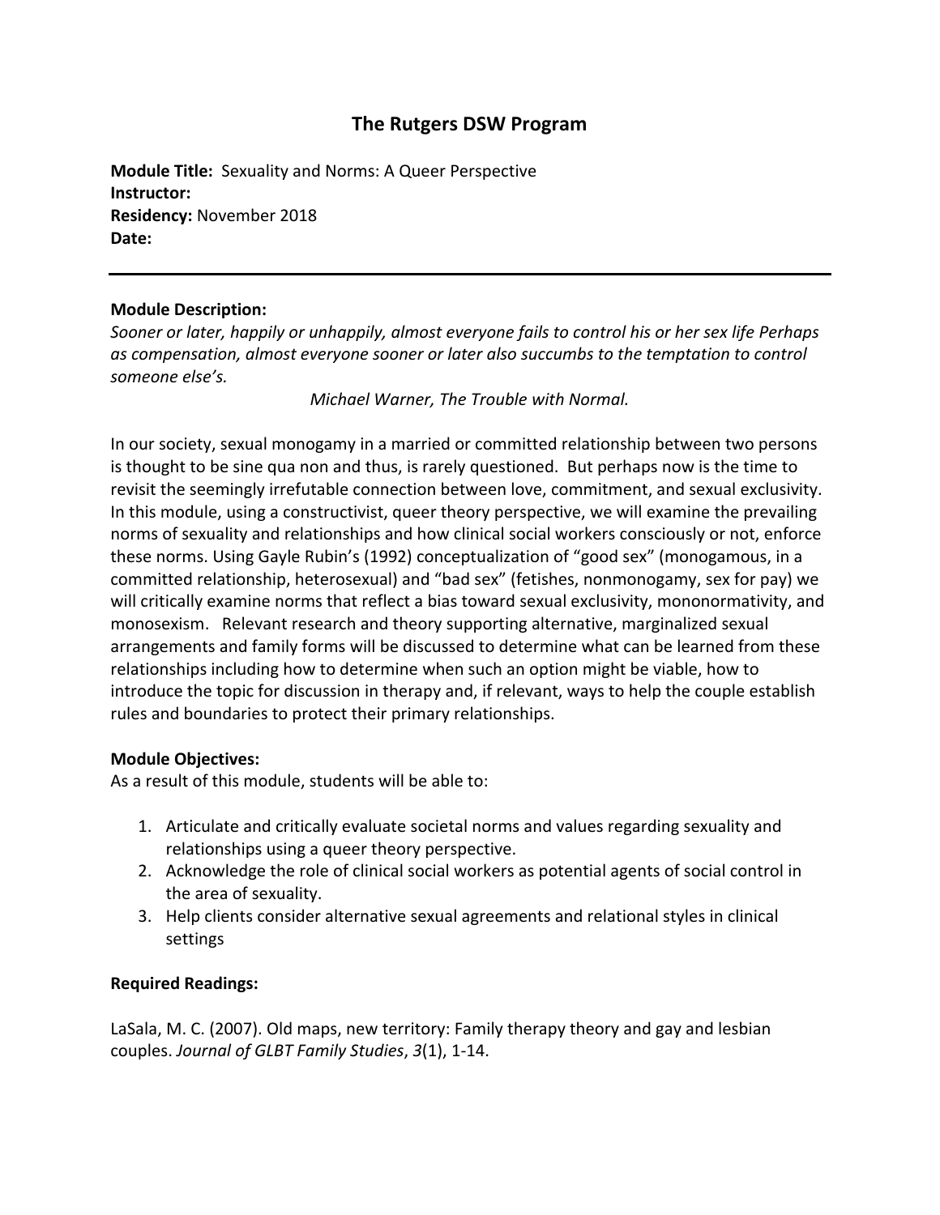# The Rutgers DSW Program

**Module Title:** Sexuality and Norms: A Queer Perspective
**Instructor:**
**Residency:** November 2018
**Date:**

---

**Module Description:**

*Sooner or later, happily or unhappily, almost everyone fails to control his or her sex life Perhaps as compensation, almost everyone sooner or later also succumbs to the temptation to control someone else's.*

*Michael Warner, The Trouble with Normal.*

In our society, sexual monogamy in a married or committed relationship between two persons is thought to be sine qua non and thus, is rarely questioned. But perhaps now is the time to revisit the seemingly irrefutable connection between love, commitment, and sexual exclusivity. In this module, using a constructivist, queer theory perspective, we will examine the prevailing norms of sexuality and relationships and how clinical social workers consciously or not, enforce these norms. Using Gayle Rubin's (1992) conceptualization of "good sex" (monogamous, in a committed relationship, heterosexual) and "bad sex" (fetishes, nonmonogamy, sex for pay) we will critically examine norms that reflect a bias toward sexual exclusivity, mononormativity, and monosexism. Relevant research and theory supporting alternative, marginalized sexual arrangements and family forms will be discussed to determine what can be learned from these relationships including how to determine when such an option might be viable, how to introduce the topic for discussion in therapy and, if relevant, ways to help the couple establish rules and boundaries to protect their primary relationships.

**Module Objectives:**

As a result of this module, students will be able to:

1. Articulate and critically evaluate societal norms and values regarding sexuality and relationships using a queer theory perspective.
2. Acknowledge the role of clinical social workers as potential agents of social control in the area of sexuality.
3. Help clients consider alternative sexual agreements and relational styles in clinical settings

**Required Readings:**

LaSala, M. C. (2007). Old maps, new territory: Family therapy theory and gay and lesbian couples. *Journal of GLBT Family Studies*, *3*(1), 1-14.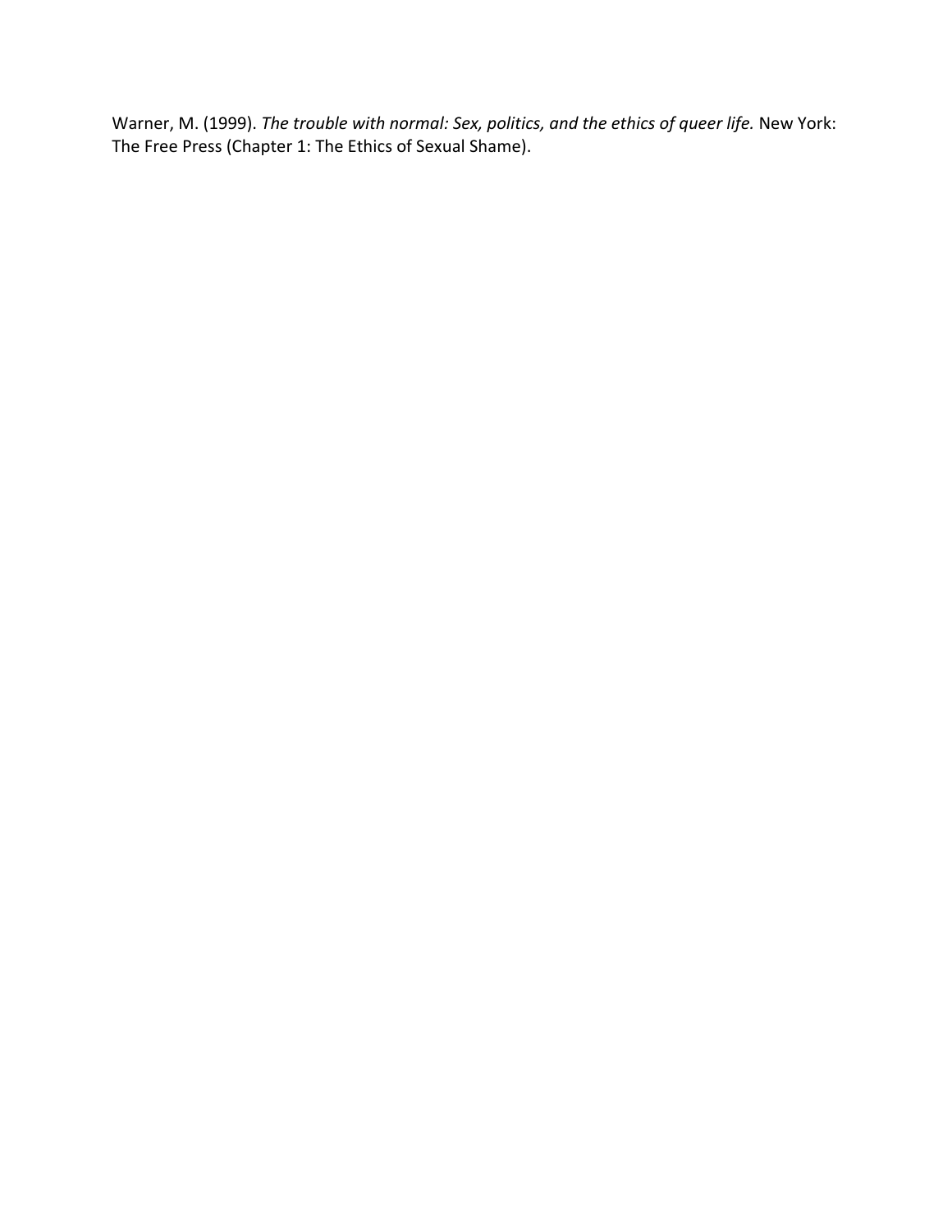Warner, M. (1999). *The trouble with normal: Sex, politics, and the ethics of queer life.* New York: The Free Press (Chapter 1: The Ethics of Sexual Shame).